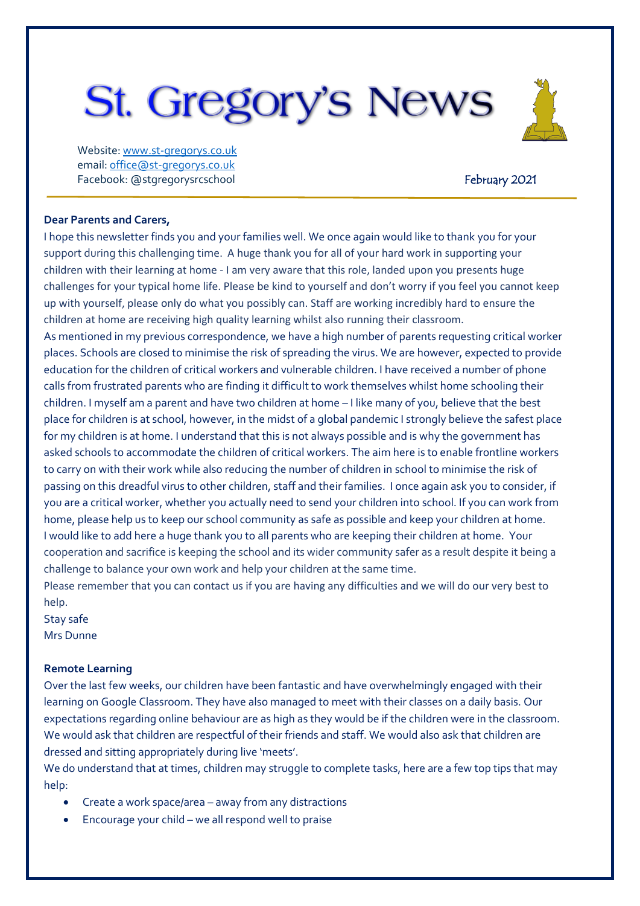# St. Gregory's News

Website: www.st-gregorys.co.uk
email: office@st-gregorys.co.uk
Facebook: @stgregorysrcschool

February 2021

**Dear Parents and Carers,**

I hope this newsletter finds you and your families well. We once again would like to thank you for your support during this challenging time. A huge thank you for all of your hard work in supporting your children with their learning at home - I am very aware that this role, landed upon you presents huge challenges for your typical home life. Please be kind to yourself and don't worry if you feel you cannot keep up with yourself, please only do what you possibly can. Staff are working incredibly hard to ensure the children at home are receiving high quality learning whilst also running their classroom.

As mentioned in my previous correspondence, we have a high number of parents requesting critical worker places. Schools are closed to minimise the risk of spreading the virus. We are however, expected to provide education for the children of critical workers and vulnerable children. I have received a number of phone calls from frustrated parents who are finding it difficult to work themselves whilst home schooling their children. I myself am a parent and have two children at home – I like many of you, believe that the best place for children is at school, however, in the midst of a global pandemic I strongly believe the safest place for my children is at home. I understand that this is not always possible and is why the government has asked schools to accommodate the children of critical workers. The aim here is to enable frontline workers to carry on with their work while also reducing the number of children in school to minimise the risk of passing on this dreadful virus to other children, staff and their families. I once again ask you to consider, if you are a critical worker, whether you actually need to send your children into school. If you can work from home, please help us to keep our school community as safe as possible and keep your children at home.

I would like to add here a huge thank you to all parents who are keeping their children at home. Your cooperation and sacrifice is keeping the school and its wider community safer as a result despite it being a challenge to balance your own work and help your children at the same time.

Please remember that you can contact us if you are having any difficulties and we will do our very best to help.

Stay safe

Mrs Dunne

**Remote Learning**

Over the last few weeks, our children have been fantastic and have overwhelmingly engaged with their learning on Google Classroom. They have also managed to meet with their classes on a daily basis. Our expectations regarding online behaviour are as high as they would be if the children were in the classroom. We would ask that children are respectful of their friends and staff. We would also ask that children are dressed and sitting appropriately during live 'meets'.

We do understand that at times, children may struggle to complete tasks, here are a few top tips that may help:

- Create a work space/area – away from any distractions
- Encourage your child – we all respond well to praise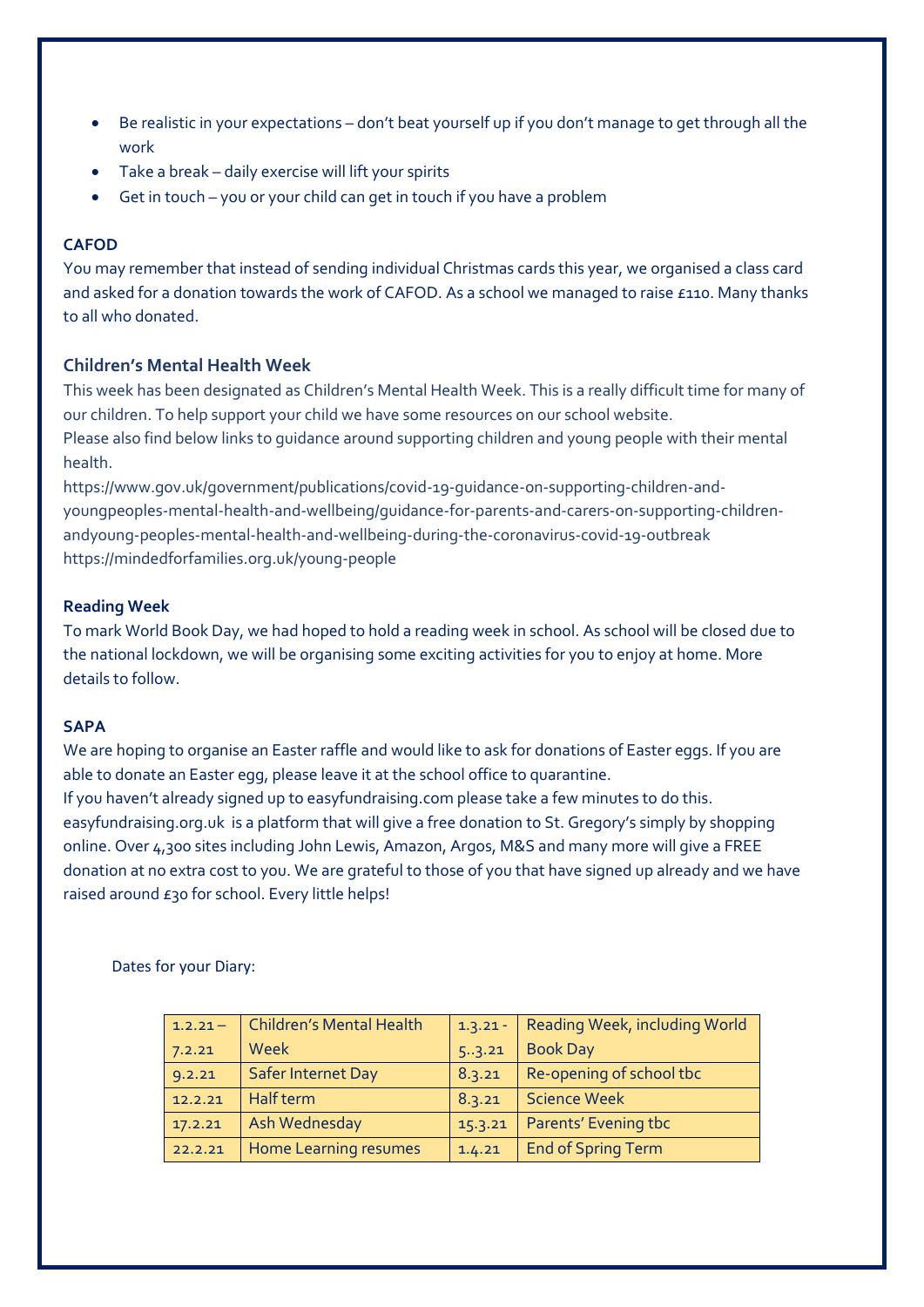- Be realistic in your expectations – don't beat yourself up if you don't manage to get through all the work
- Take a break – daily exercise will lift your spirits
- Get in touch – you or your child can get in touch if you have a problem

**CAFOD**

You may remember that instead of sending individual Christmas cards this year, we organised a class card and asked for a donation towards the work of CAFOD. As a school we managed to raise £110. Many thanks to all who donated.

**Children's Mental Health Week**

This week has been designated as Children's Mental Health Week. This is a really difficult time for many of our children. To help support your child we have some resources on our school website.

Please also find below links to guidance around supporting children and young people with their mental health.

https://www.gov.uk/government/publications/covid-19-guidance-on-supporting-children-and-youngpeoples-mental-health-and-wellbeing/guidance-for-parents-and-carers-on-supporting-children-andyoung-peoples-mental-health-and-wellbeing-during-the-coronavirus-covid-19-outbreak
https://mindedforfamilies.org.uk/young-people

**Reading Week**

To mark World Book Day, we had hoped to hold a reading week in school. As school will be closed due to the national lockdown, we will be organising some exciting activities for you to enjoy at home. More details to follow.

**SAPA**

We are hoping to organise an Easter raffle and would like to ask for donations of Easter eggs. If you are able to donate an Easter egg, please leave it at the school office to quarantine.

If you haven't already signed up to easyfundraising.com please take a few minutes to do this. easyfundraising.org.uk is a platform that will give a free donation to St. Gregory's simply by shopping online. Over 4,300 sites including John Lewis, Amazon, Argos, M&S and many more will give a FREE donation at no extra cost to you. We are grateful to those of you that have signed up already and we have raised around £30 for school. Every little helps!

Dates for your Diary:

| | | | |
|---|---|---|---|
| 1.2.21 – 7.2.21 | Children's Mental Health Week | 1.3.21 - 5..3.21 | Reading Week, including World Book Day |
| 9.2.21 | Safer Internet Day | 8.3.21 | Re-opening of school tbc |
| 12.2.21 | Half term | 8.3.21 | Science Week |
| 17.2.21 | Ash Wednesday | 15.3.21 | Parents' Evening tbc |
| 22.2.21 | Home Learning resumes | 1.4.21 | End of Spring Term |